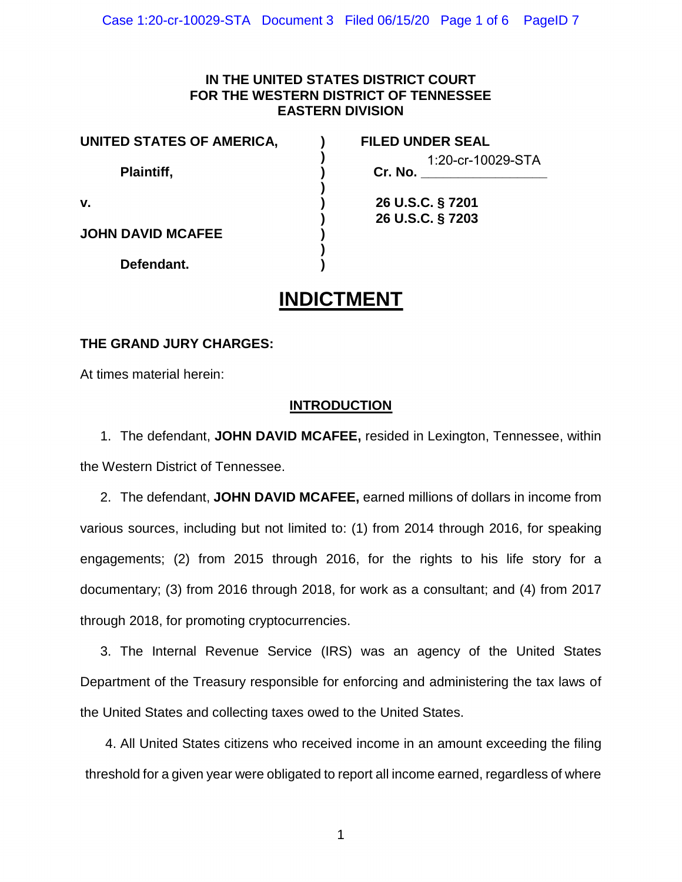**IN THE UNITED STATES DISTRICT COURT**
**FOR THE WESTERN DISTRICT OF TENNESSEE**
**EASTERN DIVISION**

| | | |
|---|---|---|
| **UNITED STATES OF AMERICA,** | ) | **FILED UNDER SEAL** |
| **Plaintiff,** | ) | **Cr. No.** 1:20-cr-10029-STA |
| **v.** | ) | **26 U.S.C. § 7201** |
| | ) | **26 U.S.C. § 7203** |
| **JOHN DAVID MCAFEE** | ) | |
| **Defendant.** | ) | |

# INDICTMENT

**THE GRAND JURY CHARGES:**

At times material herein:

## INTRODUCTION

1. The defendant, **JOHN DAVID MCAFEE,** resided in Lexington, Tennessee, within the Western District of Tennessee.

2. The defendant, **JOHN DAVID MCAFEE,** earned millions of dollars in income from various sources, including but not limited to: (1) from 2014 through 2016, for speaking engagements; (2) from 2015 through 2016, for the rights to his life story for a documentary; (3) from 2016 through 2018, for work as a consultant; and (4) from 2017 through 2018, for promoting cryptocurrencies.

3. The Internal Revenue Service (IRS) was an agency of the United States Department of the Treasury responsible for enforcing and administering the tax laws of the United States and collecting taxes owed to the United States.

4. All United States citizens who received income in an amount exceeding the filing threshold for a given year were obligated to report all income earned, regardless of where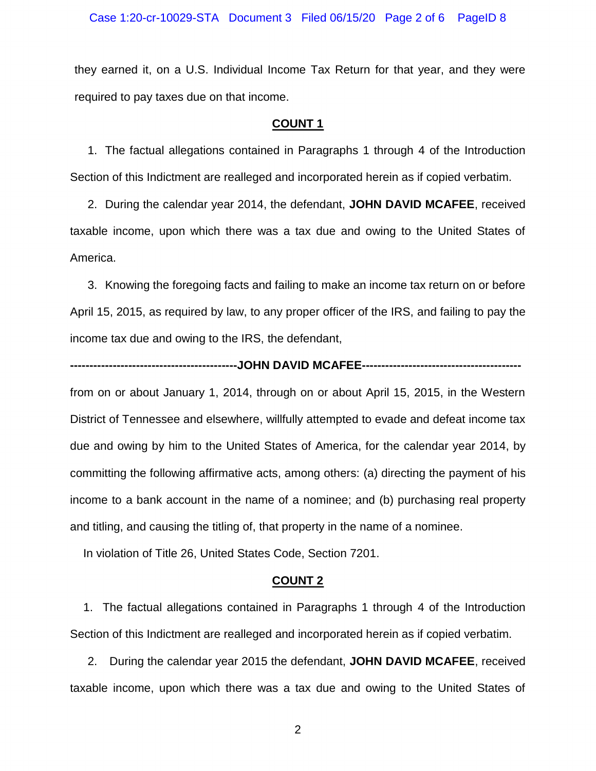they earned it, on a U.S. Individual Income Tax Return for that year, and they were required to pay taxes due on that income.

## COUNT 1

1. The factual allegations contained in Paragraphs 1 through 4 of the Introduction Section of this Indictment are realleged and incorporated herein as if copied verbatim.

2. During the calendar year 2014, the defendant, **JOHN DAVID MCAFEE**, received taxable income, upon which there was a tax due and owing to the United States of America.

3. Knowing the foregoing facts and failing to make an income tax return on or before April 15, 2015, as required by law, to any proper officer of the IRS, and failing to pay the income tax due and owing to the IRS, the defendant,

**------------------------------------------JOHN DAVID MCAFEE----------------------------------------**

from on or about January 1, 2014, through on or about April 15, 2015, in the Western District of Tennessee and elsewhere, willfully attempted to evade and defeat income tax due and owing by him to the United States of America, for the calendar year 2014, by committing the following affirmative acts, among others: (a) directing the payment of his income to a bank account in the name of a nominee; and (b) purchasing real property and titling, and causing the titling of, that property in the name of a nominee.

In violation of Title 26, United States Code, Section 7201.

## COUNT 2

1. The factual allegations contained in Paragraphs 1 through 4 of the Introduction Section of this Indictment are realleged and incorporated herein as if copied verbatim.

2. During the calendar year 2015 the defendant, **JOHN DAVID MCAFEE**, received taxable income, upon which there was a tax due and owing to the United States of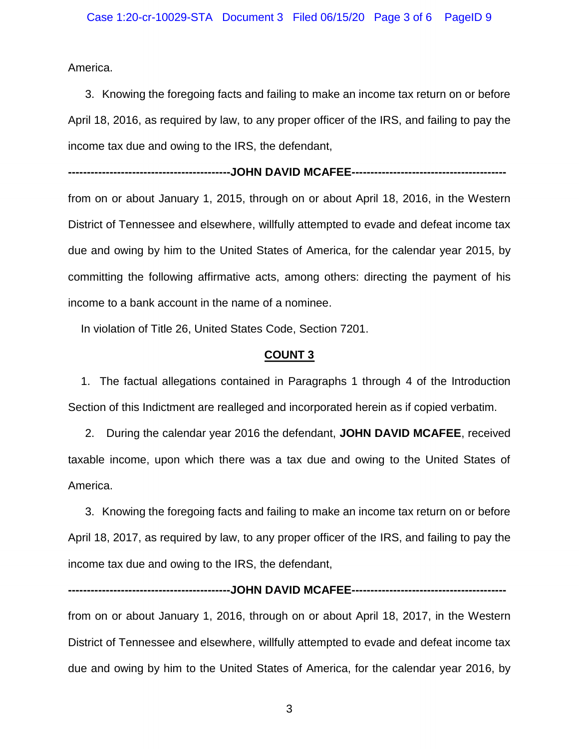America.

3. Knowing the foregoing facts and failing to make an income tax return on or before April 18, 2016, as required by law, to any proper officer of the IRS, and failing to pay the income tax due and owing to the IRS, the defendant,

------------------------------------------**JOHN DAVID MCAFEE**----------------------------------------

from on or about January 1, 2015, through on or about April 18, 2016, in the Western District of Tennessee and elsewhere, willfully attempted to evade and defeat income tax due and owing by him to the United States of America, for the calendar year 2015, by committing the following affirmative acts, among others: directing the payment of his income to a bank account in the name of a nominee.

In violation of Title 26, United States Code, Section 7201.

## COUNT 3

1. The factual allegations contained in Paragraphs 1 through 4 of the Introduction Section of this Indictment are realleged and incorporated herein as if copied verbatim.

2. During the calendar year 2016 the defendant, **JOHN DAVID MCAFEE**, received taxable income, upon which there was a tax due and owing to the United States of America.

3. Knowing the foregoing facts and failing to make an income tax return on or before April 18, 2017, as required by law, to any proper officer of the IRS, and failing to pay the income tax due and owing to the IRS, the defendant,

------------------------------------------**JOHN DAVID MCAFEE**----------------------------------------

from on or about January 1, 2016, through on or about April 18, 2017, in the Western District of Tennessee and elsewhere, willfully attempted to evade and defeat income tax due and owing by him to the United States of America, for the calendar year 2016, by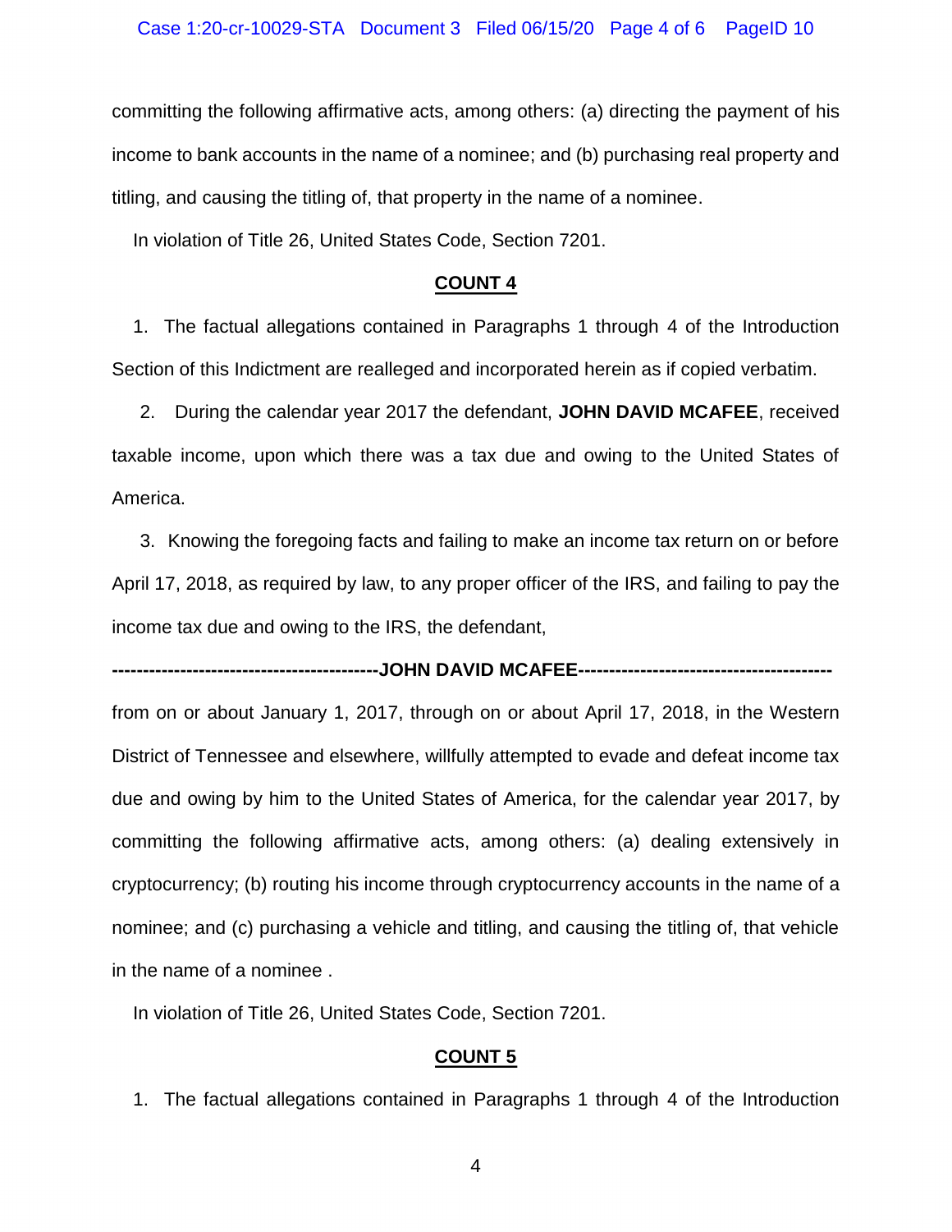committing the following affirmative acts, among others: (a) directing the payment of his income to bank accounts in the name of a nominee; and (b) purchasing real property and titling, and causing the titling of, that property in the name of a nominee.

In violation of Title 26, United States Code, Section 7201.

**COUNT 4**

1. The factual allegations contained in Paragraphs 1 through 4 of the Introduction Section of this Indictment are realleged and incorporated herein as if copied verbatim.

2. During the calendar year 2017 the defendant, **JOHN DAVID MCAFEE**, received taxable income, upon which there was a tax due and owing to the United States of America.

3. Knowing the foregoing facts and failing to make an income tax return on or before April 17, 2018, as required by law, to any proper officer of the IRS, and failing to pay the income tax due and owing to the IRS, the defendant,

**------------------------------------------JOHN DAVID MCAFEE----------------------------------------**

from on or about January 1, 2017, through on or about April 17, 2018, in the Western District of Tennessee and elsewhere, willfully attempted to evade and defeat income tax due and owing by him to the United States of America, for the calendar year 2017, by committing the following affirmative acts, among others: (a) dealing extensively in cryptocurrency; (b) routing his income through cryptocurrency accounts in the name of a nominee; and (c) purchasing a vehicle and titling, and causing the titling of, that vehicle in the name of a nominee .

In violation of Title 26, United States Code, Section 7201.

**COUNT 5**

1. The factual allegations contained in Paragraphs 1 through 4 of the Introduction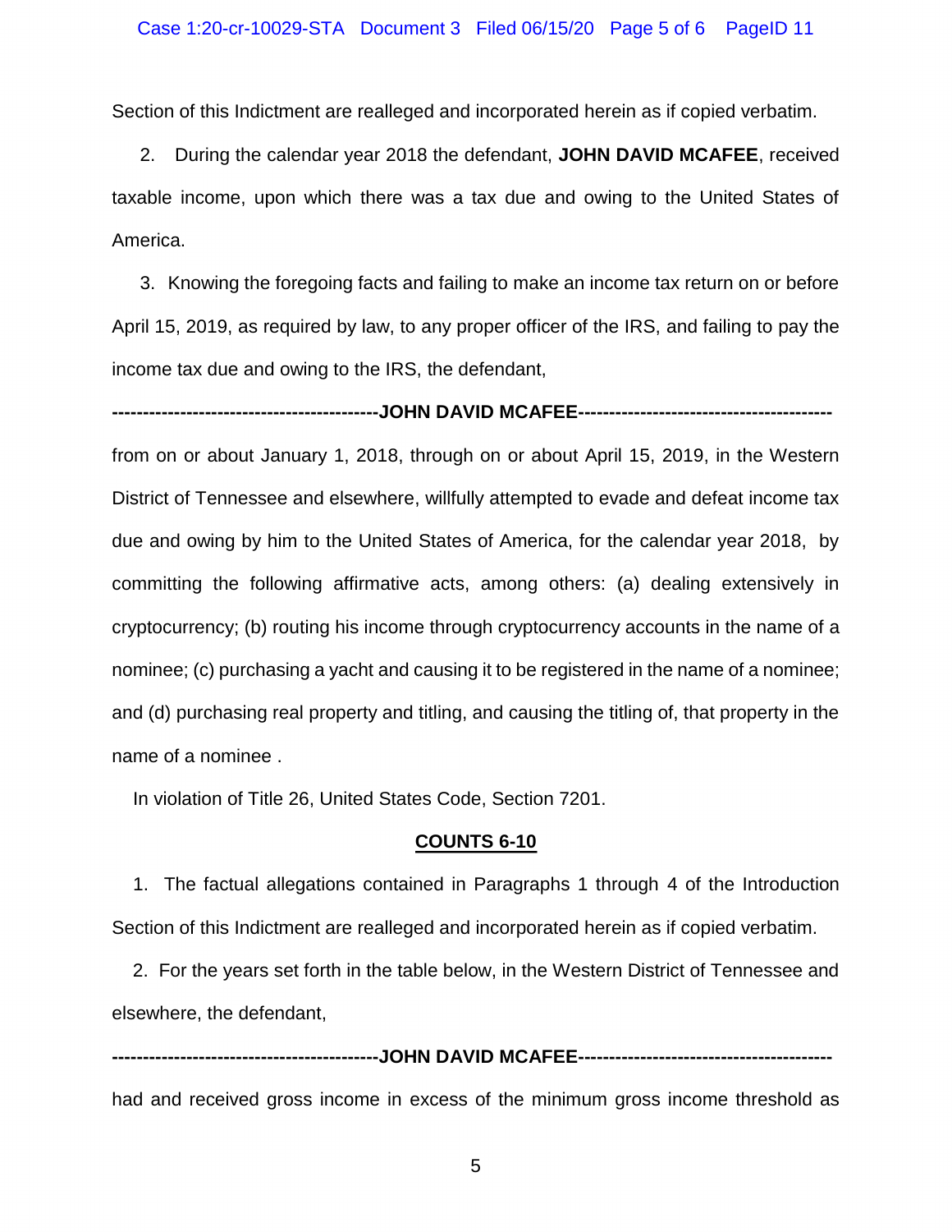Section of this Indictment are realleged and incorporated herein as if copied verbatim.

2. During the calendar year 2018 the defendant, **JOHN DAVID MCAFEE**, received taxable income, upon which there was a tax due and owing to the United States of America.

3. Knowing the foregoing facts and failing to make an income tax return on or before April 15, 2019, as required by law, to any proper officer of the IRS, and failing to pay the income tax due and owing to the IRS, the defendant,

**------------------------------------------JOHN DAVID MCAFEE----------------------------------------**

from on or about January 1, 2018, through on or about April 15, 2019, in the Western District of Tennessee and elsewhere, willfully attempted to evade and defeat income tax due and owing by him to the United States of America, for the calendar year 2018, by committing the following affirmative acts, among others: (a) dealing extensively in cryptocurrency; (b) routing his income through cryptocurrency accounts in the name of a nominee; (c) purchasing a yacht and causing it to be registered in the name of a nominee; and (d) purchasing real property and titling, and causing the titling of, that property in the name of a nominee .

In violation of Title 26, United States Code, Section 7201.

**COUNTS 6-10**

1. The factual allegations contained in Paragraphs 1 through 4 of the Introduction Section of this Indictment are realleged and incorporated herein as if copied verbatim.

2. For the years set forth in the table below, in the Western District of Tennessee and elsewhere, the defendant,

**------------------------------------------JOHN DAVID MCAFEE----------------------------------------**

had and received gross income in excess of the minimum gross income threshold as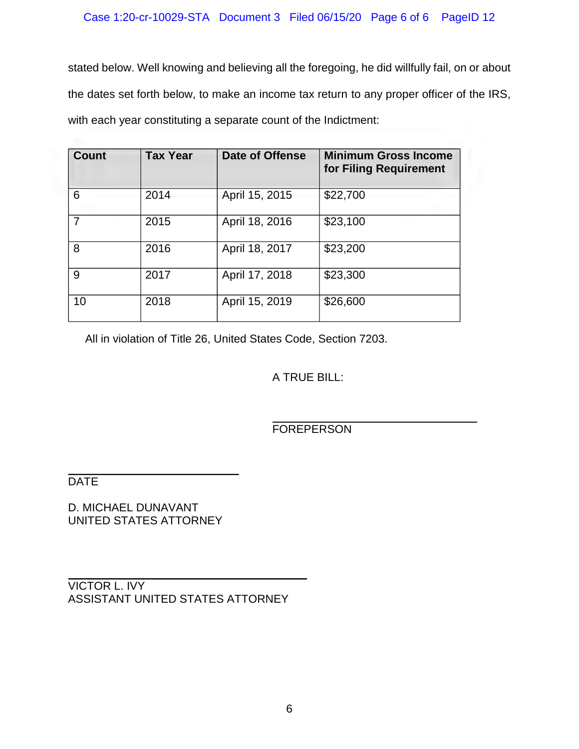stated below. Well knowing and believing all the foregoing, he did willfully fail, on or about the dates set forth below, to make an income tax return to any proper officer of the IRS, with each year constituting a separate count of the Indictment:

| Count | Tax Year | Date of Offense | Minimum Gross Income for Filing Requirement |
| --- | --- | --- | --- |
| 6 | 2014 | April 15, 2015 | $22,700 |
| 7 | 2015 | April 18, 2016 | $23,100 |
| 8 | 2016 | April 18, 2017 | $23,200 |
| 9 | 2017 | April 17, 2018 | $23,300 |
| 10 | 2018 | April 15, 2019 | $26,600 |

All in violation of Title 26, United States Code, Section 7203.

A TRUE BILL:

FOREPERSON

DATE

D. MICHAEL DUNAVANT
UNITED STATES ATTORNEY

VICTOR L. IVY
ASSISTANT UNITED STATES ATTORNEY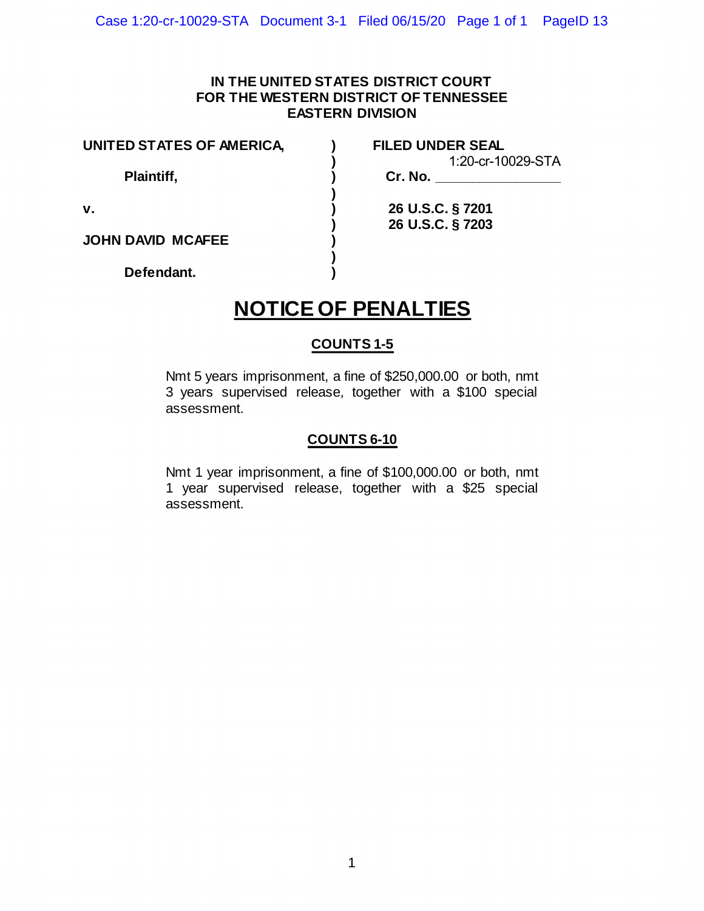IN THE UNITED STATES DISTRICT COURT
FOR THE WESTERN DISTRICT OF TENNESSEE
EASTERN DIVISION

| | | |
|---|---|---|
| **UNITED STATES OF AMERICA,** | ) | **FILED UNDER SEAL** |
| | ) | 1:20-cr-10029-STA |
| **Plaintiff,** | ) | **Cr. No. _______________** |
| | ) | |
| **v.** | ) | **26 U.S.C. § 7201** |
| | ) | **26 U.S.C. § 7203** |
| **JOHN DAVID MCAFEE** | ) | |
| | ) | |
| **Defendant.** | ) | |

# NOTICE OF PENALTIES

## COUNTS 1-5

Nmt 5 years imprisonment, a fine of $250,000.00 or both, nmt 3 years supervised release, together with a $100 special assessment.

## COUNTS 6-10

Nmt 1 year imprisonment, a fine of $100,000.00 or both, nmt 1 year supervised release, together with a $25 special assessment.